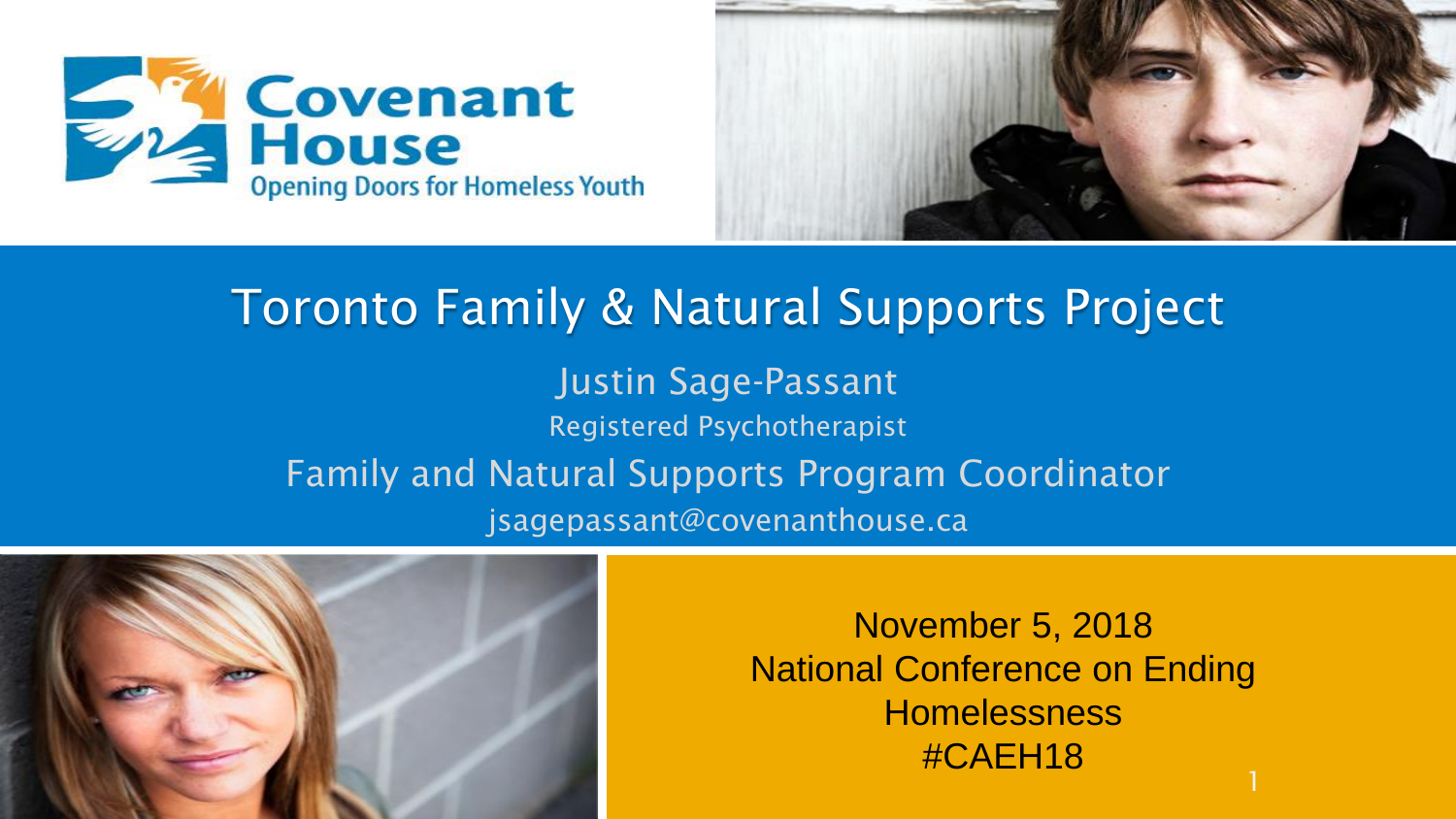Covenant House

Opening Doors for Homeless Youth

# Toronto Family & Natural Supports Project

Justin Sage-Passant

Registered Psychotherapist

Family and Natural Supports Program Coordinator

jsagepassant@covenanthouse.ca

November 5, 2018

National Conference on Ending Homelessness

#CAEH18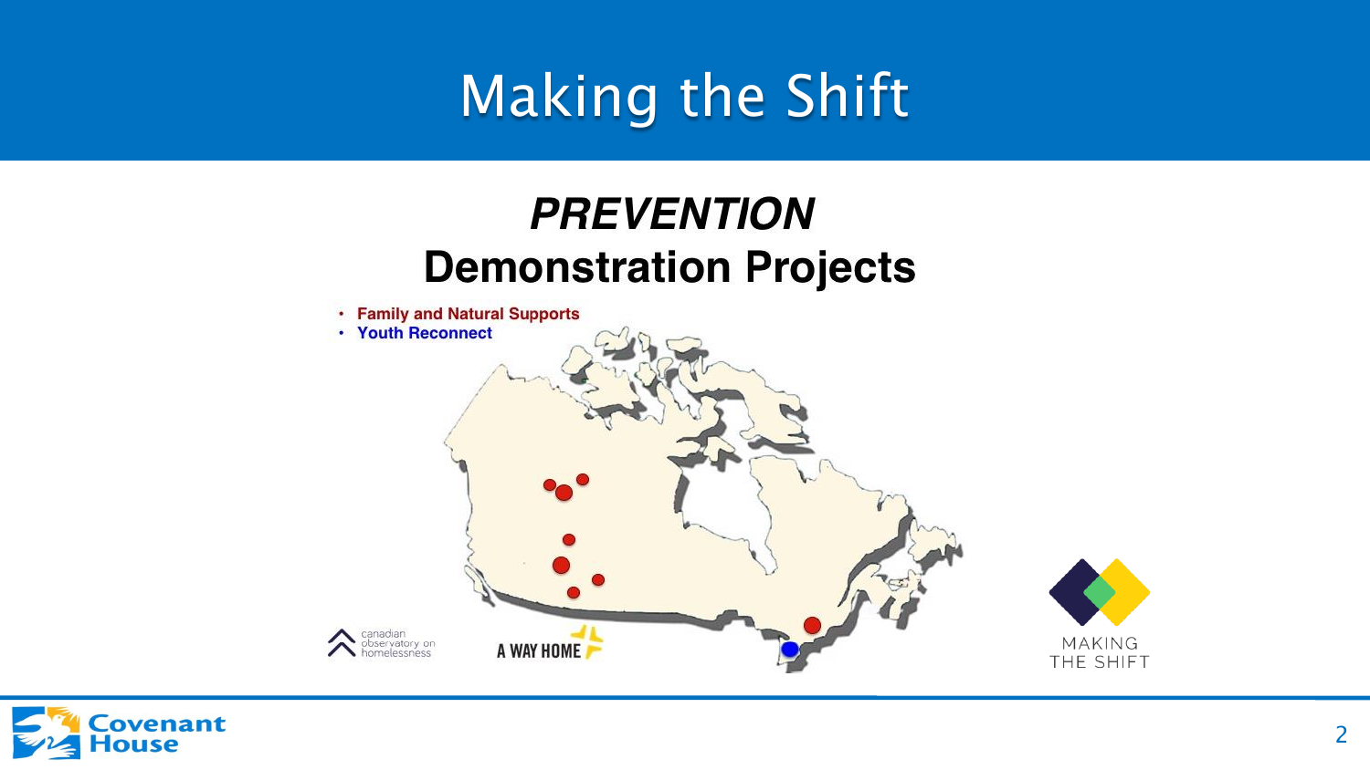# Making the Shift

## *PREVENTION*
## Demonstration Projects

- **Family and Natural Supports**
- **Youth Reconnect**

canadian observatory on homelessness

A WAY HOME

MAKING THE SHIFT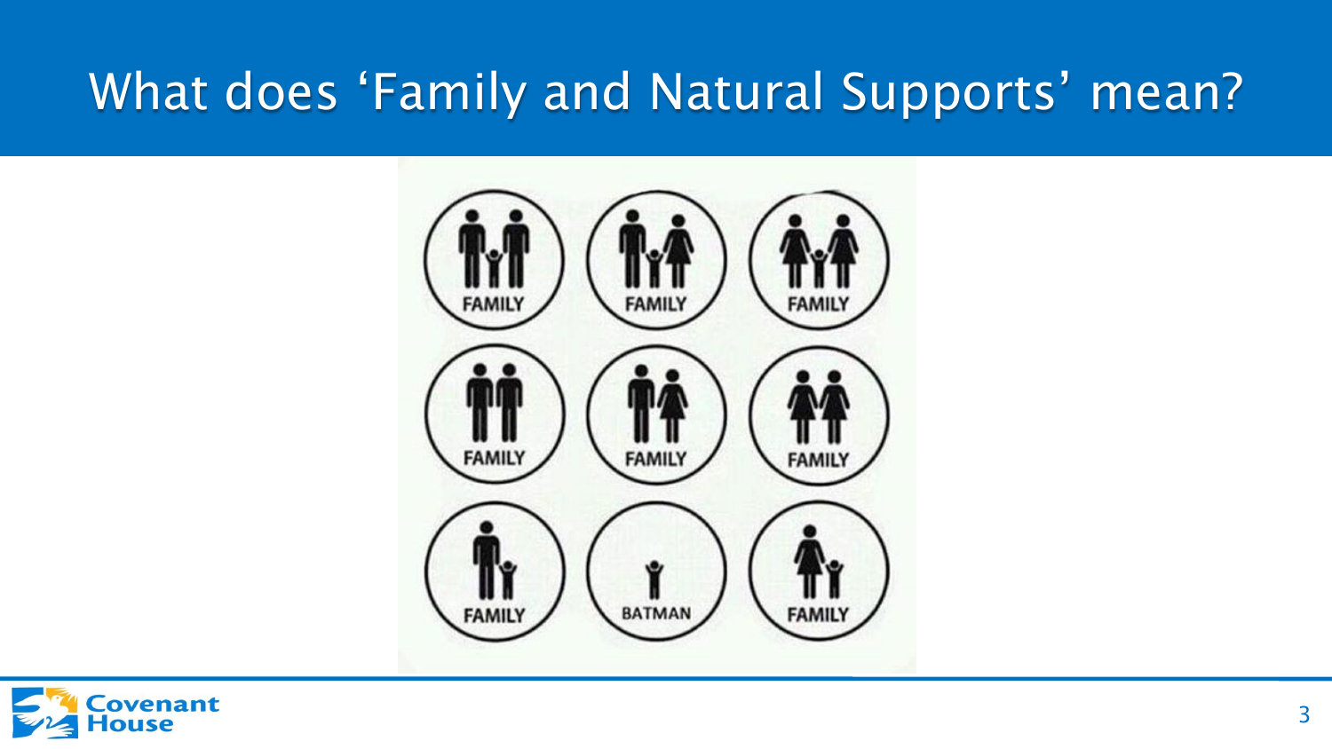# What does 'Family and Natural Supports' mean?

FAMILY FAMILY FAMILY

FAMILY FAMILY FAMILY

FAMILY BATMAN FAMILY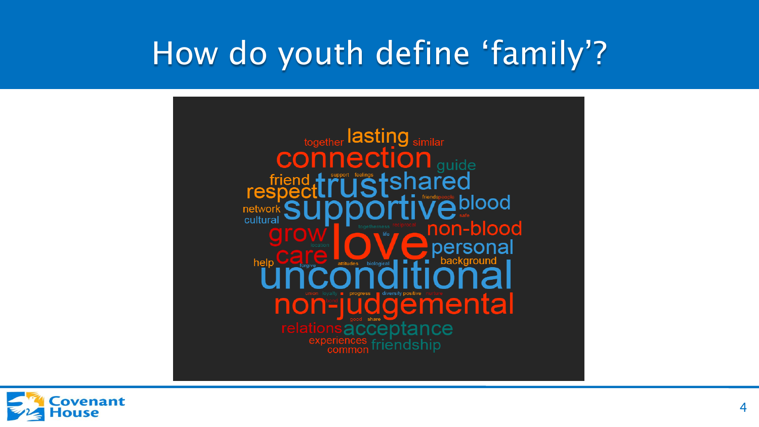# How do youth define 'family'?

together lasting similar
connection guide
friend support feelings trust shared
respect friendspeople
network supportive blood
cultural safe
togetherness reciprocal
grow life non-blood
location love
care personal
help forgive attitudes biological background
unconditional
union loyalty progress diversity positive nurture
bond
non-judgemental
good share
relations acceptance
experiences friendship
common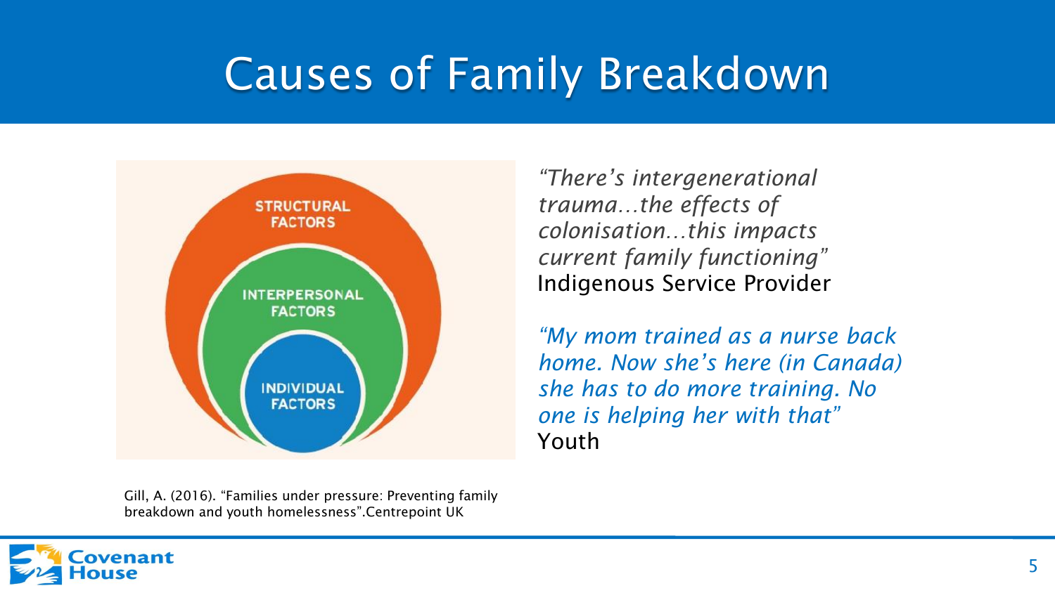# Causes of Family Breakdown

STRUCTURAL FACTORS

INTERPERSONAL FACTORS

INDIVIDUAL FACTORS

*"There's intergenerational trauma…the effects of colonisation…this impacts current family functioning"*
Indigenous Service Provider

*"My mom trained as a nurse back home. Now she's here (in Canada) she has to do more training. No one is helping her with that"*
Youth

Gill, A. (2016). "Families under pressure: Preventing family breakdown and youth homelessness".Centrepoint UK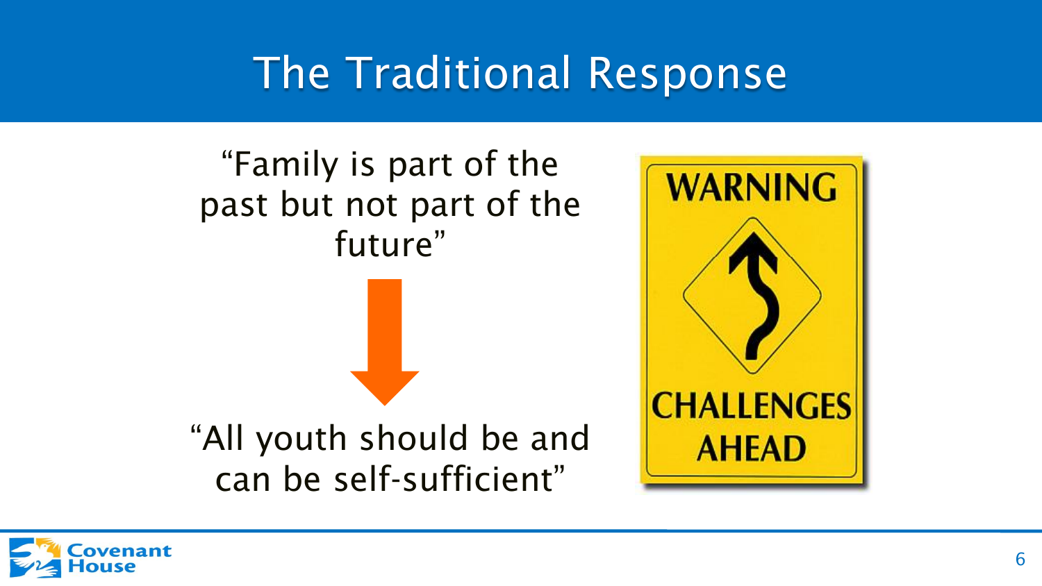# The Traditional Response

"Family is part of the past but not part of the future"

"All youth should be and can be self-sufficient"

WARNING

CHALLENGES AHEAD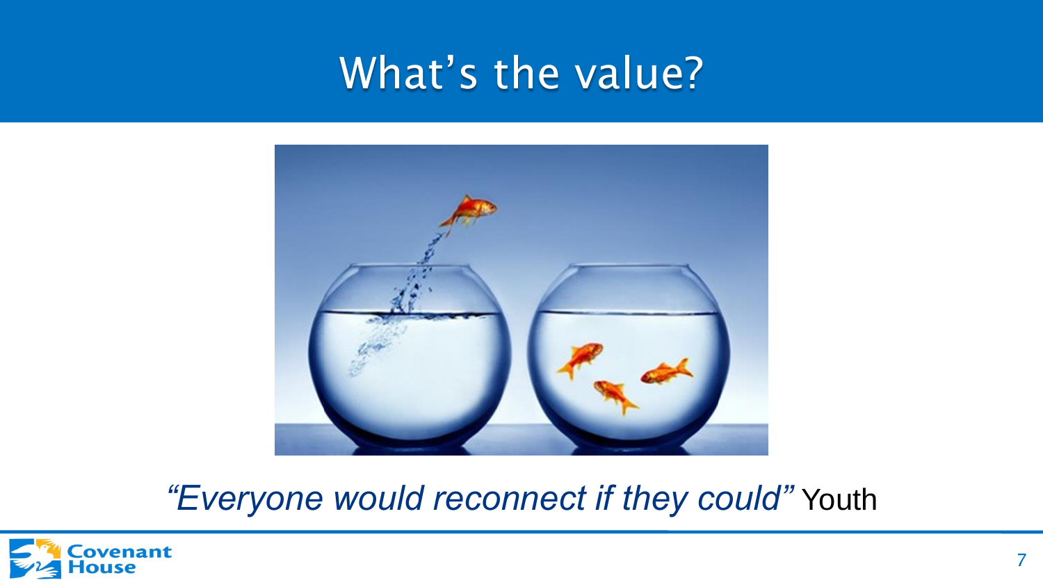# What's the value?

*"Everyone would reconnect if they could"* Youth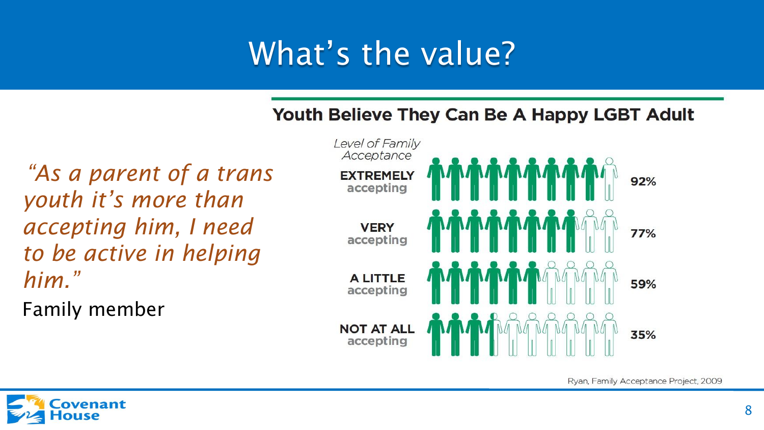# What's the value?

*"As a parent of a trans youth it's more than accepting him, I need to be active in helping him."*

Family member

## Youth Believe They Can Be A Happy LGBT Adult

| *Level of Family Acceptance* | |
|---|---|
| **EXTREMELY** accepting | 92% |
| **VERY** accepting | 77% |
| **A LITTLE** accepting | 59% |
| **NOT AT ALL** accepting | 35% |

Ryan, Family Acceptance Project, 2009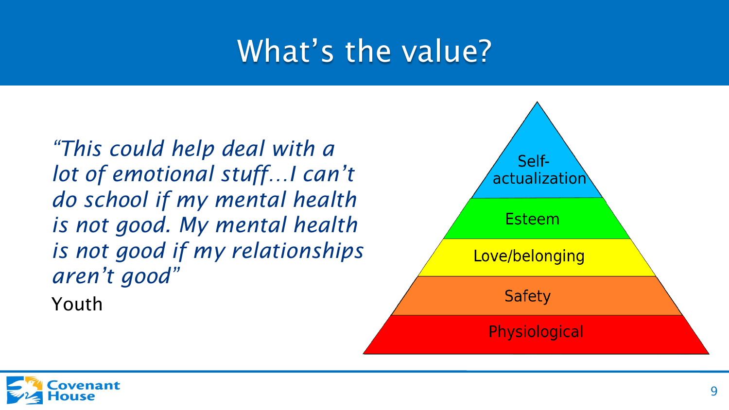# What's the value?

*"This could help deal with a lot of emotional stuff…I can't do school if my mental health is not good. My mental health is not good if my relationships aren't good"*

Youth

- Self-actualization
- Esteem
- Love/belonging
- Safety
- Physiological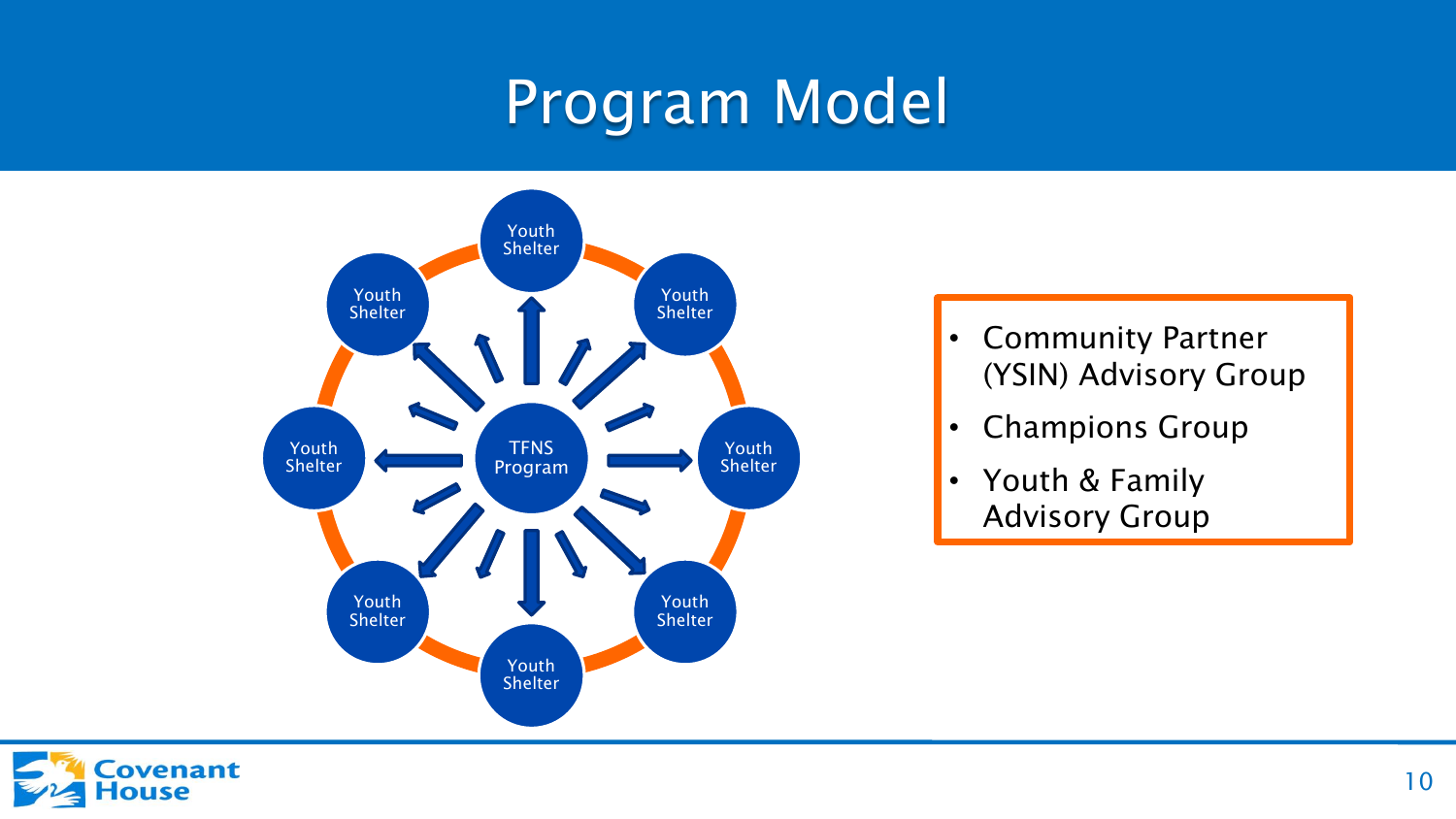# Program Model

TFNS Program

Youth Shelter

Youth Shelter

Youth Shelter

Youth Shelter

Youth Shelter

Youth Shelter

Youth Shelter

Youth Shelter

- Community Partner (YSIN) Advisory Group
- Champions Group
- Youth & Family Advisory Group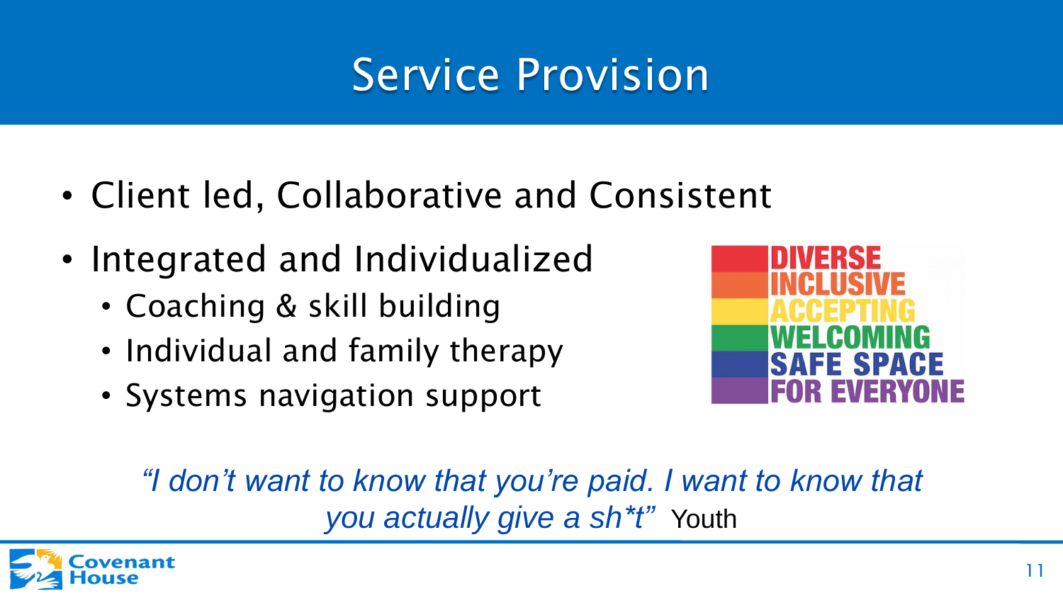# Service Provision

- Client led, Collaborative and Consistent
- Integrated and Individualized
  - Coaching & skill building
  - Individual and family therapy
  - Systems navigation support

DIVERSE
INCLUSIVE
ACCEPTING
WELCOMING
SAFE SPACE
FOR EVERYONE

*"I don't want to know that you're paid. I want to know that you actually give a sh*t"* Youth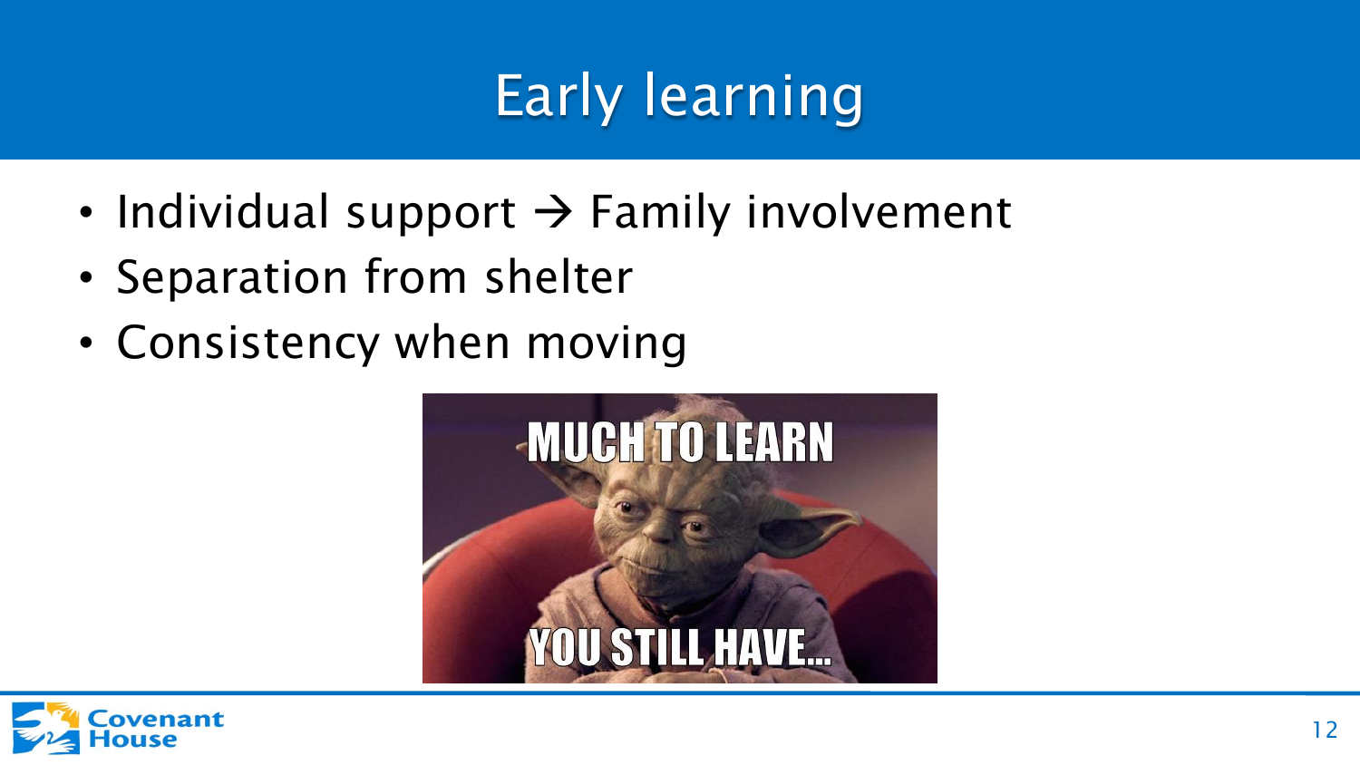# Early learning

- Individual support → Family involvement
- Separation from shelter
- Consistency when moving

MUCH TO LEARN

YOU STILL HAVE...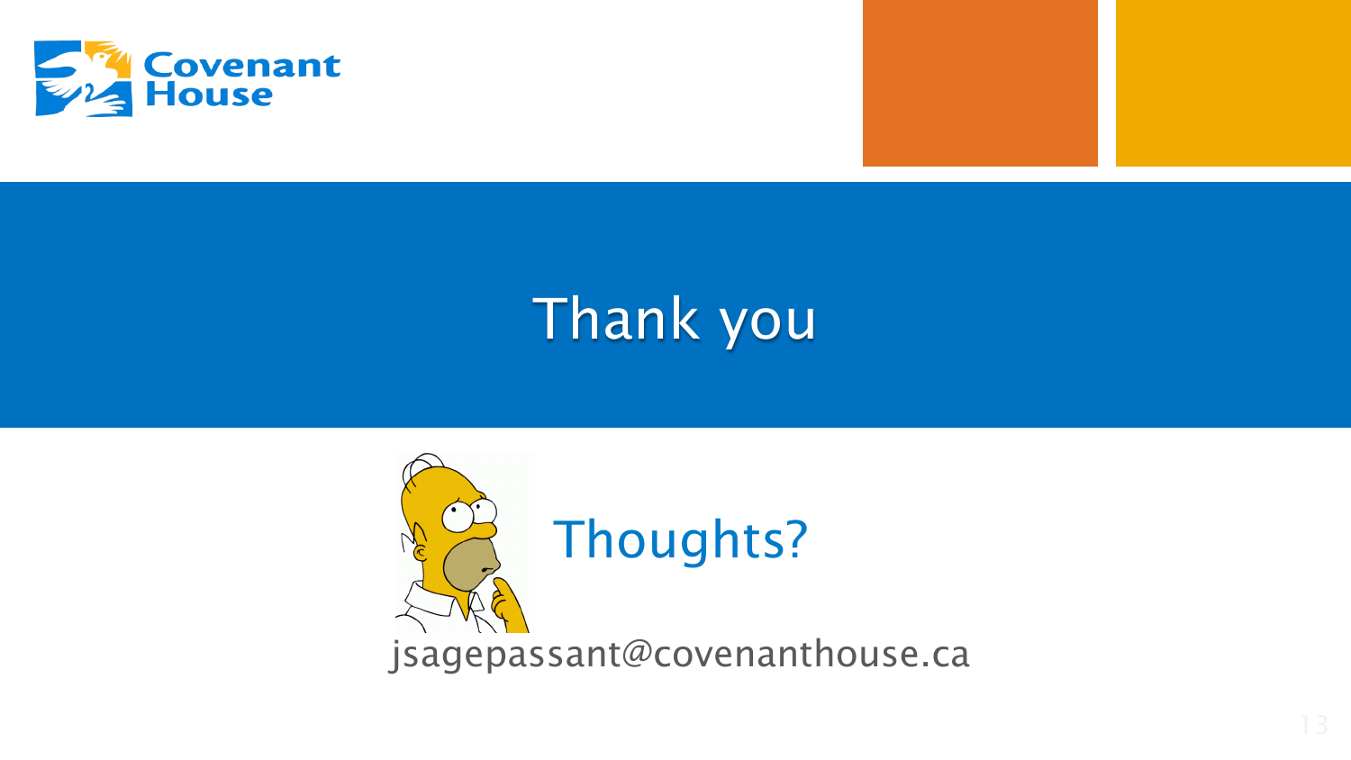# Thank you

Thoughts?

jsagepassant@covenanthouse.ca